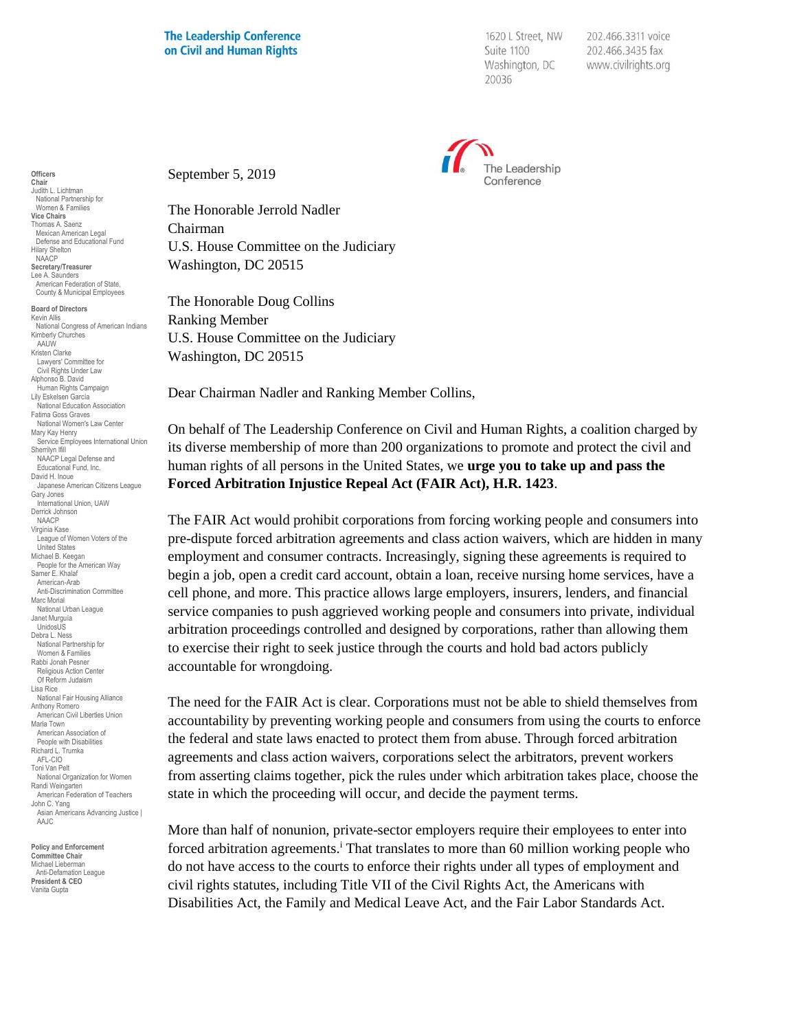**The Leadership Conference on Civil and Human Rights**

1620 L Street, NW
Suite 1100
Washington, DC
20036

202.466.3311 voice
202.466.3435 fax
www.civilrights.org

The Leadership Conference

**Officers**
**Chair**
Judith L. Lichtman
National Partnership for Women & Families
**Vice Chairs**
Thomas A. Saenz
Mexican American Legal Defense and Educational Fund
Hilary Shelton
NAACP
**Secretary/Treasurer**
Lee A. Saunders
American Federation of State, County & Municipal Employees

**Board of Directors**
Kevin Allis
National Congress of American Indians
Kimberly Churches
AAUW
Kristen Clarke
Lawyers' Committee for Civil Rights Under Law
Alphonso B. David
Human Rights Campaign
Lily Eskelsen García
National Education Association
Fatima Goss Graves
National Women's Law Center
Mary Kay Henry
Service Employees International Union
Sherrilyn Ifill
NAACP Legal Defense and Educational Fund, Inc.
David H. Inoue
Japanese American Citizens League
Gary Jones
International Union, UAW
Derrick Johnson
NAACP
Virginia Kase
League of Women Voters of the United States
Michael B. Keegan
People for the American Way
Samer E. Khalaf
American-Arab Anti-Discrimination Committee
Marc Morial
National Urban League
Janet Murguía
UnidosUS
Debra L. Ness
National Partnership for Women & Families
Rabbi Jonah Pesner
Religious Action Center Of Reform Judaism
Lisa Rice
National Fair Housing Alliance
Anthony Romero
American Civil Liberties Union
Maria Town
American Association of People with Disabilities
Richard L. Trumka
AFL-CIO
Toni Van Pelt
National Organization for Women
Randi Weingarten
American Federation of Teachers
John C. Yang
Asian Americans Advancing Justice | AAJC

**Policy and Enforcement Committee Chair**
Michael Lieberman
Anti-Defamation League
**President & CEO**
Vanita Gupta

September 5, 2019

The Honorable Jerrold Nadler
Chairman
U.S. House Committee on the Judiciary
Washington, DC 20515

The Honorable Doug Collins
Ranking Member
U.S. House Committee on the Judiciary
Washington, DC 20515

Dear Chairman Nadler and Ranking Member Collins,

On behalf of The Leadership Conference on Civil and Human Rights, a coalition charged by its diverse membership of more than 200 organizations to promote and protect the civil and human rights of all persons in the United States, we **urge you to take up and pass the Forced Arbitration Injustice Repeal Act (FAIR Act), H.R. 1423**.

The FAIR Act would prohibit corporations from forcing working people and consumers into pre-dispute forced arbitration agreements and class action waivers, which are hidden in many employment and consumer contracts. Increasingly, signing these agreements is required to begin a job, open a credit card account, obtain a loan, receive nursing home services, have a cell phone, and more. This practice allows large employers, insurers, lenders, and financial service companies to push aggrieved working people and consumers into private, individual arbitration proceedings controlled and designed by corporations, rather than allowing them to exercise their right to seek justice through the courts and hold bad actors publicly accountable for wrongdoing.

The need for the FAIR Act is clear. Corporations must not be able to shield themselves from accountability by preventing working people and consumers from using the courts to enforce the federal and state laws enacted to protect them from abuse. Through forced arbitration agreements and class action waivers, corporations select the arbitrators, prevent workers from asserting claims together, pick the rules under which arbitration takes place, choose the state in which the proceeding will occur, and decide the payment terms.

More than half of nonunion, private-sector employers require their employees to enter into forced arbitration agreements.[i] That translates to more than 60 million working people who do not have access to the courts to enforce their rights under all types of employment and civil rights statutes, including Title VII of the Civil Rights Act, the Americans with Disabilities Act, the Family and Medical Leave Act, and the Fair Labor Standards Act.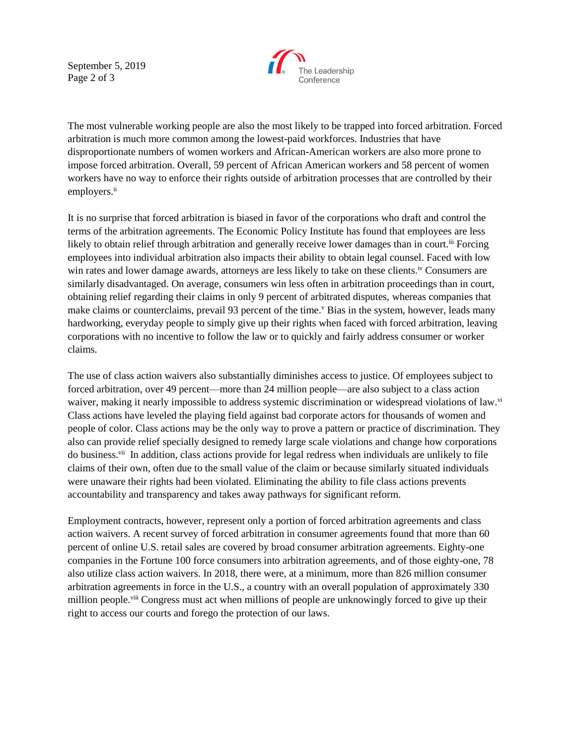The most vulnerable working people are also the most likely to be trapped into forced arbitration. Forced arbitration is much more common among the lowest-paid workforces. Industries that have disproportionate numbers of women workers and African-American workers are also more prone to impose forced arbitration. Overall, 59 percent of African American workers and 58 percent of women workers have no way to enforce their rights outside of arbitration processes that are controlled by their employers.[ii]

It is no surprise that forced arbitration is biased in favor of the corporations who draft and control the terms of the arbitration agreements. The Economic Policy Institute has found that employees are less likely to obtain relief through arbitration and generally receive lower damages than in court.[iii] Forcing employees into individual arbitration also impacts their ability to obtain legal counsel. Faced with low win rates and lower damage awards, attorneys are less likely to take on these clients.[iv] Consumers are similarly disadvantaged. On average, consumers win less often in arbitration proceedings than in court, obtaining relief regarding their claims in only 9 percent of arbitrated disputes, whereas companies that make claims or counterclaims, prevail 93 percent of the time.[v] Bias in the system, however, leads many hardworking, everyday people to simply give up their rights when faced with forced arbitration, leaving corporations with no incentive to follow the law or to quickly and fairly address consumer or worker claims.

The use of class action waivers also substantially diminishes access to justice. Of employees subject to forced arbitration, over 49 percent—more than 24 million people—are also subject to a class action waiver, making it nearly impossible to address systemic discrimination or widespread violations of law.[vi] Class actions have leveled the playing field against bad corporate actors for thousands of women and people of color. Class actions may be the only way to prove a pattern or practice of discrimination. They also can provide relief specially designed to remedy large scale violations and change how corporations do business.[vii] In addition, class actions provide for legal redress when individuals are unlikely to file claims of their own, often due to the small value of the claim or because similarly situated individuals were unaware their rights had been violated. Eliminating the ability to file class actions prevents accountability and transparency and takes away pathways for significant reform.

Employment contracts, however, represent only a portion of forced arbitration agreements and class action waivers. A recent survey of forced arbitration in consumer agreements found that more than 60 percent of online U.S. retail sales are covered by broad consumer arbitration agreements. Eighty-one companies in the Fortune 100 force consumers into arbitration agreements, and of those eighty-one, 78 also utilize class action waivers. In 2018, there were, at a minimum, more than 826 million consumer arbitration agreements in force in the U.S., a country with an overall population of approximately 330 million people.[viii] Congress must act when millions of people are unknowingly forced to give up their right to access our courts and forego the protection of our laws.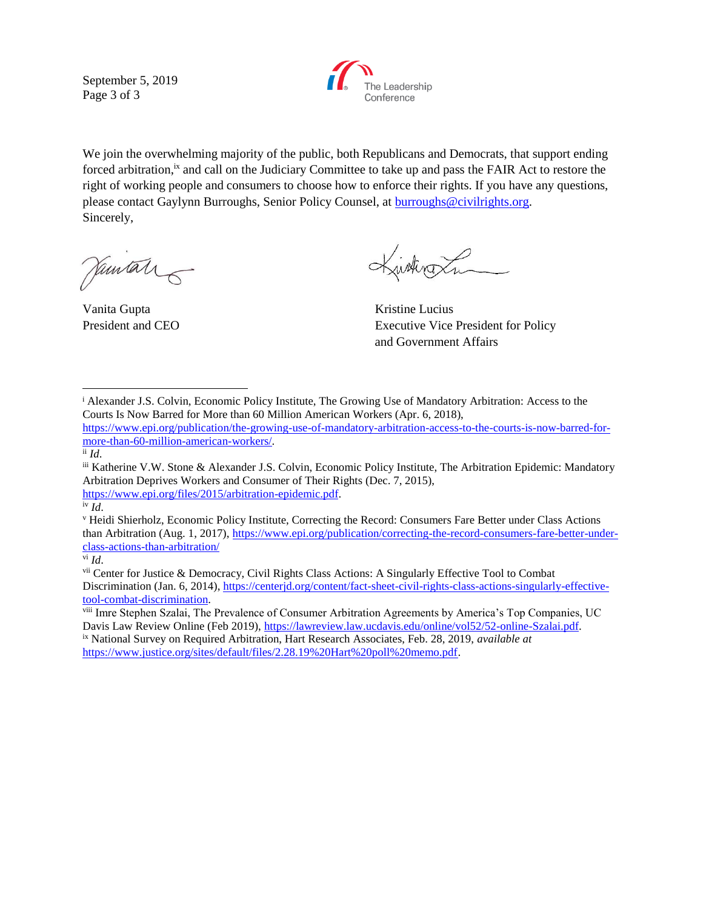We join the overwhelming majority of the public, both Republicans and Democrats, that support ending forced arbitration,[ix] and call on the Judiciary Committee to take up and pass the FAIR Act to restore the right of working people and consumers to choose how to enforce their rights. If you have any questions, please contact Gaylynn Burroughs, Senior Policy Counsel, at burroughs@civilrights.org.

Sincerely,

Vanita Gupta
President and CEO

Kristine Lucius
Executive Vice President for Policy and Government Affairs

---

[i] Alexander J.S. Colvin, Economic Policy Institute, The Growing Use of Mandatory Arbitration: Access to the Courts Is Now Barred for More than 60 Million American Workers (Apr. 6, 2018), https://www.epi.org/publication/the-growing-use-of-mandatory-arbitration-access-to-the-courts-is-now-barred-for-more-than-60-million-american-workers/.

[ii] *Id*.

[iii] Katherine V.W. Stone & Alexander J.S. Colvin, Economic Policy Institute, The Arbitration Epidemic: Mandatory Arbitration Deprives Workers and Consumer of Their Rights (Dec. 7, 2015), https://www.epi.org/files/2015/arbitration-epidemic.pdf.

[iv] *Id*.

[v] Heidi Shierholz, Economic Policy Institute, Correcting the Record: Consumers Fare Better under Class Actions than Arbitration (Aug. 1, 2017), https://www.epi.org/publication/correcting-the-record-consumers-fare-better-under-class-actions-than-arbitration/

[vi] *Id*.

[vii] Center for Justice & Democracy, Civil Rights Class Actions: A Singularly Effective Tool to Combat Discrimination (Jan. 6, 2014), https://centerjd.org/content/fact-sheet-civil-rights-class-actions-singularly-effective-tool-combat-discrimination.

[viii] Imre Stephen Szalai, The Prevalence of Consumer Arbitration Agreements by America's Top Companies, UC Davis Law Review Online (Feb 2019), https://lawreview.law.ucdavis.edu/online/vol52/52-online-Szalai.pdf.

[ix] National Survey on Required Arbitration, Hart Research Associates, Feb. 28, 2019, *available at* https://www.justice.org/sites/default/files/2.28.19%20Hart%20poll%20memo.pdf.